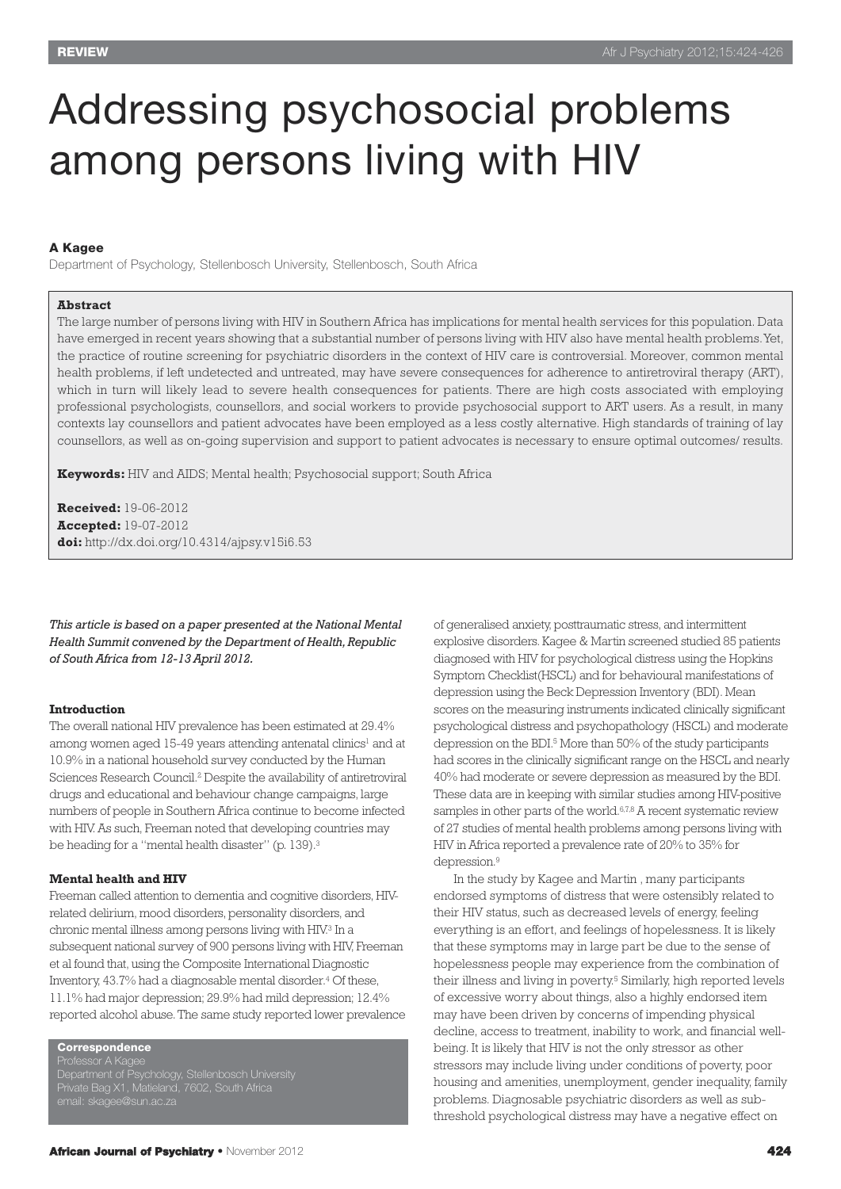# Addressing psychosocial problems among persons living with HIV

**A Kagee**
Department of Psychology, Stellenbosch University, Stellenbosch, South Africa

**Abstract**

The large number of persons living with HIV in Southern Africa has implications for mental health services for this population. Data have emerged in recent years showing that a substantial number of persons living with HIV also have mental health problems. Yet, the practice of routine screening for psychiatric disorders in the context of HIV care is controversial. Moreover, common mental health problems, if left undetected and untreated, may have severe consequences for adherence to antiretroviral therapy (ART), which in turn will likely lead to severe health consequences for patients. There are high costs associated with employing professional psychologists, counsellors, and social workers to provide psychosocial support to ART users. As a result, in many contexts lay counsellors and patient advocates have been employed as a less costly alternative. High standards of training of lay counsellors, as well as on-going supervision and support to patient advocates is necessary to ensure optimal outcomes/ results.

**Keywords:** HIV and AIDS; Mental health; Psychosocial support; South Africa

**Received:** 19-06-2012
**Accepted:** 19-07-2012
**doi:** http://dx.doi.org/10.4314/ajpsy.v15i6.53

*This article is based on a paper presented at the National Mental Health Summit convened by the Department of Health, Republic of South Africa from 12-13 April 2012.*

**Correspondence**
Professor A Kagee
Department of Psychology, Stellenbosch University
Private Bag X1, Matieland, 7602, South Africa
email: skagee@sun.ac.za

## Introduction

The overall national HIV prevalence has been estimated at 29.4% among women aged 15-49 years attending antenatal clinics[1] and at 10.9% in a national household survey conducted by the Human Sciences Research Council.[2] Despite the availability of antiretroviral drugs and educational and behaviour change campaigns, large numbers of people in Southern Africa continue to become infected with HIV. As such, Freeman noted that developing countries may be heading for a "mental health disaster" (p. 139).[3]

## Mental health and HIV

Freeman called attention to dementia and cognitive disorders, HIV-related delirium, mood disorders, personality disorders, and chronic mental illness among persons living with HIV.[3] In a subsequent national survey of 900 persons living with HIV, Freeman et al found that, using the Composite International Diagnostic Inventory, 43.7% had a diagnosable mental disorder.[4] Of these, 11.1% had major depression; 29.9% had mild depression; 12.4% reported alcohol abuse. The same study reported lower prevalence of generalised anxiety, posttraumatic stress, and intermittent explosive disorders. Kagee & Martin screened studied 85 patients diagnosed with HIV for psychological distress using the Hopkins Symptom Checklist(HSCL) and for behavioural manifestations of depression using the Beck Depression Inventory (BDI). Mean scores on the measuring instruments indicated clinically significant psychological distress and psychopathology (HSCL) and moderate depression on the BDI.[5] More than 50% of the study participants had scores in the clinically significant range on the HSCL and nearly 40% had moderate or severe depression as measured by the BDI. These data are in keeping with similar studies among HIV-positive samples in other parts of the world.[6,7,8] A recent systematic review of 27 studies of mental health problems among persons living with HIV in Africa reported a prevalence rate of 20% to 35% for depression.[9]

In the study by Kagee and Martin , many participants endorsed symptoms of distress that were ostensibly related to their HIV status, such as decreased levels of energy, feeling everything is an effort, and feelings of hopelessness. It is likely that these symptoms may in large part be due to the sense of hopelessness people may experience from the combination of their illness and living in poverty.[5] Similarly, high reported levels of excessive worry about things, also a highly endorsed item may have been driven by concerns of impending physical decline, access to treatment, inability to work, and financial well-being. It is likely that HIV is not the only stressor as other stressors may include living under conditions of poverty, poor housing and amenities, unemployment, gender inequality, family problems. Diagnosable psychiatric disorders as well as sub-threshold psychological distress may have a negative effect on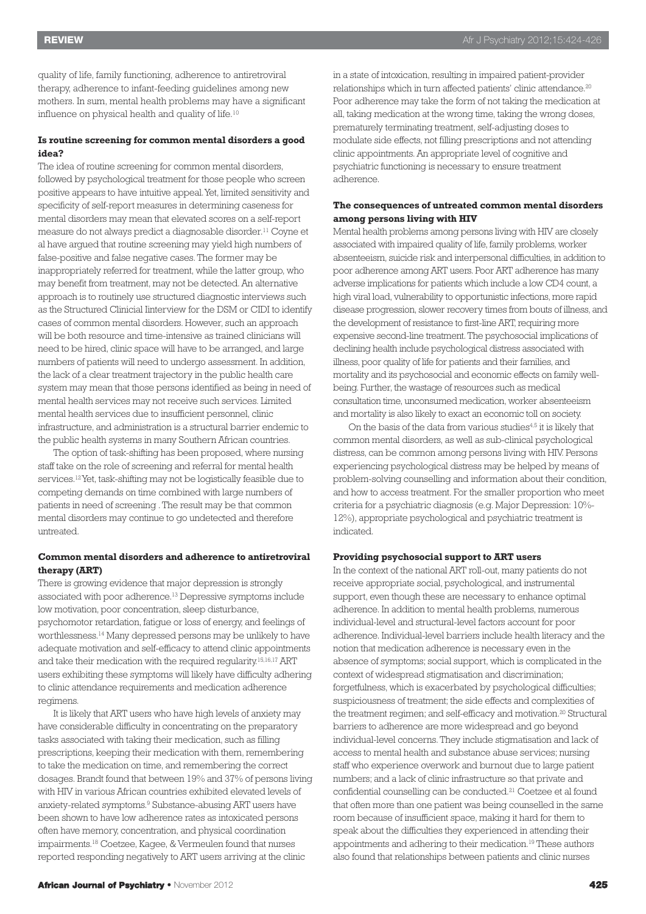quality of life, family functioning, adherence to antiretroviral therapy, adherence to infant-feeding guidelines among new mothers. In sum, mental health problems may have a significant influence on physical health and quality of life.[10]

### Is routine screening for common mental disorders a good idea?

The idea of routine screening for common mental disorders, followed by psychological treatment for those people who screen positive appears to have intuitive appeal. Yet, limited sensitivity and specificity of self-report measures in determining caseness for mental disorders may mean that elevated scores on a self-report measure do not always predict a diagnosable disorder.[11] Coyne et al have argued that routine screening may yield high numbers of false-positive and false negative cases. The former may be inappropriately referred for treatment, while the latter group, who may benefit from treatment, may not be detected. An alternative approach is to routinely use structured diagnostic interviews such as the Structured Clinicial Iinterview for the DSM or CIDI to identify cases of common mental disorders. However, such an approach will be both resource and time-intensive as trained clinicians will need to be hired, clinic space will have to be arranged, and large numbers of patients will need to undergo assessment. In addition, the lack of a clear treatment trajectory in the public health care system may mean that those persons identified as being in need of mental health services may not receive such services. Limited mental health services due to insufficient personnel, clinic infrastructure, and administration is a structural barrier endemic to the public health systems in many Southern African countries.

The option of task-shifting has been proposed, where nursing staff take on the role of screening and referral for mental health services.[12] Yet, task-shifting may not be logistically feasible due to competing demands on time combined with large numbers of patients in need of screening . The result may be that common mental disorders may continue to go undetected and therefore untreated.

### Common mental disorders and adherence to antiretroviral therapy (ART)

There is growing evidence that major depression is strongly associated with poor adherence.[13] Depressive symptoms include low motivation, poor concentration, sleep disturbance, psychomotor retardation, fatigue or loss of energy, and feelings of worthlessness.[14] Many depressed persons may be unlikely to have adequate motivation and self-efficacy to attend clinic appointments and take their medication with the required regularity.[15,16,17] ART users exhibiting these symptoms will likely have difficulty adhering to clinic attendance requirements and medication adherence regimens.

It is likely that ART users who have high levels of anxiety may have considerable difficulty in concentrating on the preparatory tasks associated with taking their medication, such as filling prescriptions, keeping their medication with them, remembering to take the medication on time, and remembering the correct dosages. Brandt found that between 19% and 37% of persons living with HIV in various African countries exhibited elevated levels of anxiety-related symptoms.[9] Substance-abusing ART users have been shown to have low adherence rates as intoxicated persons often have memory, concentration, and physical coordination impairments.[18] Coetzee, Kagee, & Vermeulen found that nurses reported responding negatively to ART users arriving at the clinic in a state of intoxication, resulting in impaired patient-provider relationships which in turn affected patients' clinic attendance.[20] Poor adherence may take the form of not taking the medication at all, taking medication at the wrong time, taking the wrong doses, prematurely terminating treatment, self-adjusting doses to modulate side effects, not filling prescriptions and not attending clinic appointments. An appropriate level of cognitive and psychiatric functioning is necessary to ensure treatment adherence.

### The consequences of untreated common mental disorders among persons living with HIV

Mental health problems among persons living with HIV are closely associated with impaired quality of life, family problems, worker absenteeism, suicide risk and interpersonal difficulties, in addition to poor adherence among ART users. Poor ART adherence has many adverse implications for patients which include a low CD4 count, a high viral load, vulnerability to opportunistic infections, more rapid disease progression, slower recovery times from bouts of illness, and the development of resistance to first-line ART, requiring more expensive second-line treatment. The psychosocial implications of declining health include psychological distress associated with illness, poor quality of life for patients and their families, and mortality and its psychosocial and economic effects on family well-being. Further, the wastage of resources such as medical consultation time, unconsumed medication, worker absenteeism and mortality is also likely to exact an economic toll on society.

On the basis of the data from various studies[4,5] it is likely that common mental disorders, as well as sub-clinical psychological distress, can be common among persons living with HIV. Persons experiencing psychological distress may be helped by means of problem-solving counselling and information about their condition, and how to access treatment. For the smaller proportion who meet criteria for a psychiatric diagnosis (e.g. Major Depression: 10%-12%), appropriate psychological and psychiatric treatment is indicated.

### Providing psychosocial support to ART users

In the context of the national ART roll-out, many patients do not receive appropriate social, psychological, and instrumental support, even though these are necessary to enhance optimal adherence. In addition to mental health problems, numerous individual-level and structural-level factors account for poor adherence. Individual-level barriers include health literacy and the notion that medication adherence is necessary even in the absence of symptoms; social support, which is complicated in the context of widespread stigmatisation and discrimination; forgetfulness, which is exacerbated by psychological difficulties; suspiciousness of treatment; the side effects and complexities of the treatment regimen; and self-efficacy and motivation.[20] Structural barriers to adherence are more widespread and go beyond individual-level concerns. They include stigmatisation and lack of access to mental health and substance abuse services; nursing staff who experience overwork and burnout due to large patient numbers; and a lack of clinic infrastructure so that private and confidential counselling can be conducted.[21] Coetzee et al found that often more than one patient was being counselled in the same room because of insufficient space, making it hard for them to speak about the difficulties they experienced in attending their appointments and adhering to their medication.[19] These authors also found that relationships between patients and clinic nurses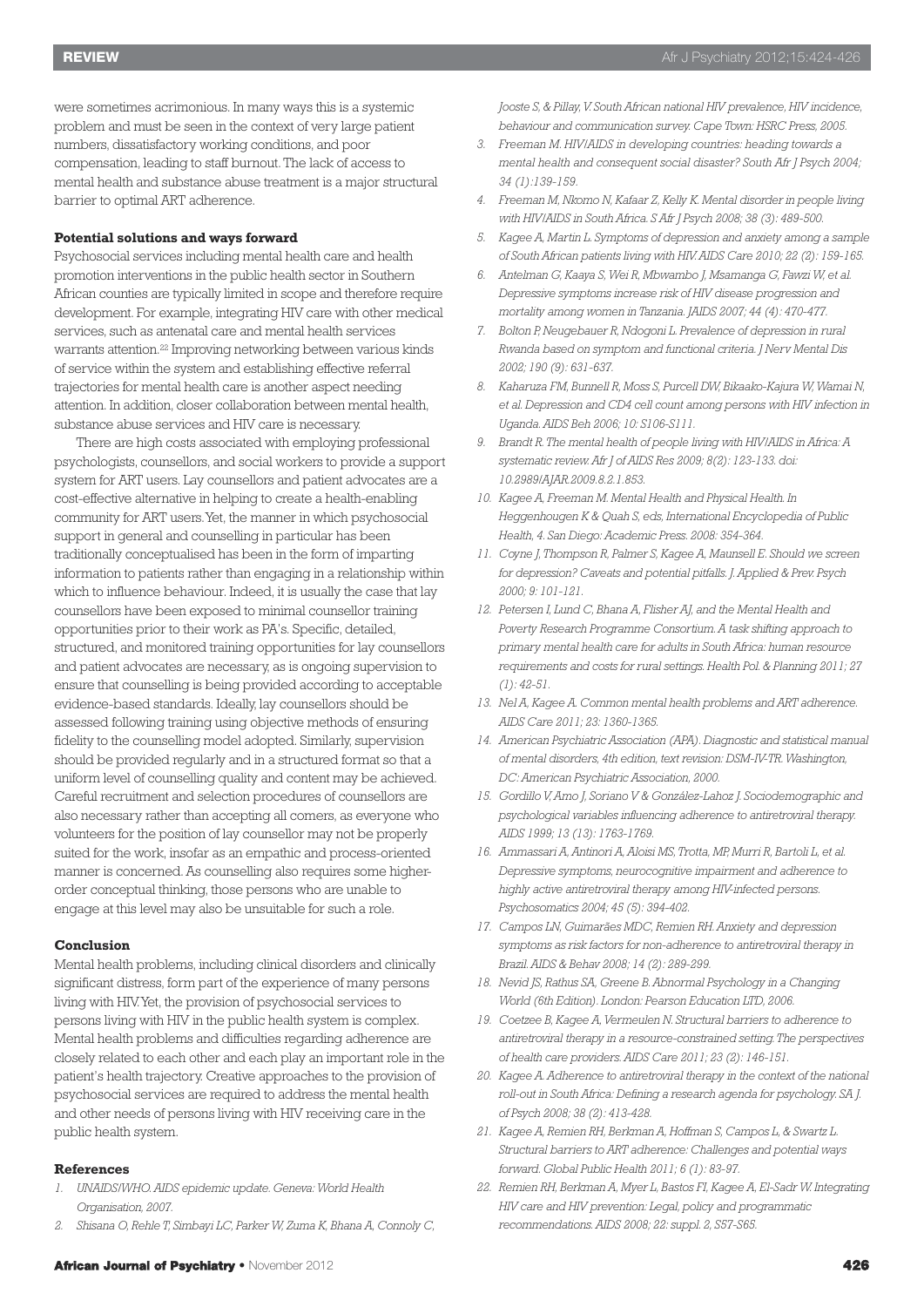were sometimes acrimonious. In many ways this is a systemic problem and must be seen in the context of very large patient numbers, dissatisfactory working conditions, and poor compensation, leading to staff burnout. The lack of access to mental health and substance abuse treatment is a major structural barrier to optimal ART adherence.

**Potential solutions and ways forward**

Psychosocial services including mental health care and health promotion interventions in the public health sector in Southern African counties are typically limited in scope and therefore require development. For example, integrating HIV care with other medical services, such as antenatal care and mental health services warrants attention.[22] Improving networking between various kinds of service within the system and establishing effective referral trajectories for mental health care is another aspect needing attention. In addition, closer collaboration between mental health, substance abuse services and HIV care is necessary.

There are high costs associated with employing professional psychologists, counsellors, and social workers to provide a support system for ART users. Lay counsellors and patient advocates are a cost-effective alternative in helping to create a health-enabling community for ART users. Yet, the manner in which psychosocial support in general and counselling in particular has been traditionally conceptualised has been in the form of imparting information to patients rather than engaging in a relationship within which to influence behaviour. Indeed, it is usually the case that lay counsellors have been exposed to minimal counsellor training opportunities prior to their work as PA's. Specific, detailed, structured, and monitored training opportunities for lay counsellors and patient advocates are necessary, as is ongoing supervision to ensure that counselling is being provided according to acceptable evidence-based standards. Ideally, lay counsellors should be assessed following training using objective methods of ensuring fidelity to the counselling model adopted. Similarly, supervision should be provided regularly and in a structured format so that a uniform level of counselling quality and content may be achieved. Careful recruitment and selection procedures of counsellors are also necessary rather than accepting all comers, as everyone who volunteers for the position of lay counsellor may not be properly suited for the work, insofar as an empathic and process-oriented manner is concerned. As counselling also requires some higher-order conceptual thinking, those persons who are unable to engage at this level may also be unsuitable for such a role.

**Conclusion**

Mental health problems, including clinical disorders and clinically significant distress, form part of the experience of many persons living with HIV. Yet, the provision of psychosocial services to persons living with HIV in the public health system is complex. Mental health problems and difficulties regarding adherence are closely related to each other and each play an important role in the patient's health trajectory. Creative approaches to the provision of psychosocial services are required to address the mental health and other needs of persons living with HIV receiving care in the public health system.

**References**

1. *UNAIDS/WHO. AIDS epidemic update. Geneva: World Health Organisation, 2007.*
2. *Shisana O, Rehle T, Simbayi LC, Parker W, Zuma K, Bhana A, Connoly C, Jooste S, & Pillay, V. South African national HIV prevalence, HIV incidence, behaviour and communication survey. Cape Town: HSRC Press, 2005.*
3. *Freeman M. HIV/AIDS in developing countries: heading towards a mental health and consequent social disaster? South Afr J Psych 2004; 34 (1):139-159.*
4. *Freeman M, Nkomo N, Kafaar Z, Kelly K. Mental disorder in people living with HIV/AIDS in South Africa. S Afr J Psych 2008; 38 (3): 489-500.*
5. *Kagee A, Martin L. Symptoms of depression and anxiety among a sample of South African patients living with HIV. AIDS Care 2010; 22 (2): 159-165.*
6. *Antelman G, Kaaya S, Wei R, Mbwambo J, Msamanga G, Fawzi W, et al. Depressive symptoms increase risk of HIV disease progression and mortality among women in Tanzania. JAIDS 2007; 44 (4): 470-477.*
7. *Bolton P, Neugebauer R, Ndogoni L. Prevalence of depression in rural Rwanda based on symptom and functional criteria. J Nerv Mental Dis 2002; 190 (9): 631-637.*
8. *Kaharuza FM, Bunnell R, Moss S, Purcell DW, Bikaako-Kajura W, Wamai N, et al. Depression and CD4 cell count among persons with HIV infection in Uganda. AIDS Beh 2006; 10: S106-S111.*
9. *Brandt R. The mental health of people living with HIV/AIDS in Africa: A systematic review. Afr J of AIDS Res 2009; 8(2): 123-133. doi: 10.2989/AJAR.2009.8.2.1.853.*
10. *Kagee A, Freeman M. Mental Health and Physical Health. In Heggenhougen K & Quah S, eds, International Encyclopedia of Public Health, 4. San Diego: Academic Press. 2008: 354-364.*
11. *Coyne J, Thompson R, Palmer S, Kagee A, Maunsell E. Should we screen for depression? Caveats and potential pitfalls. J. Applied & Prev. Psych 2000; 9: 101-121.*
12. *Petersen I, Lund C, Bhana A, Flisher AJ, and the Mental Health and Poverty Research Programme Consortium. A task shifting approach to primary mental health care for adults in South Africa: human resource requirements and costs for rural settings. Health Pol. & Planning 2011; 27 (1): 42-51.*
13. *Nel A, Kagee A. Common mental health problems and ART adherence. AIDS Care 2011; 23: 1360-1365.*
14. *American Psychiatric Association (APA). Diagnostic and statistical manual of mental disorders, 4th edition, text revision: DSM-IV-TR. Washington, DC: American Psychiatric Association, 2000.*
15. *Gordillo V, Amo J, Soriano V & González-Lahoz J. Sociodemographic and psychological variables influencing adherence to antiretroviral therapy. AIDS 1999; 13 (13): 1763-1769.*
16. *Ammassari A, Antinori A, Aloisi MS, Trotta, MP, Murri R, Bartoli L, et al. Depressive symptoms, neurocognitive impairment and adherence to highly active antiretroviral therapy among HIV-infected persons. Psychosomatics 2004; 45 (5): 394-402.*
17. *Campos LN, Guimarães MDC, Remien RH. Anxiety and depression symptoms as risk factors for non-adherence to antiretroviral therapy in Brazil. AIDS & Behav 2008; 14 (2): 289-299.*
18. *Nevid JS, Rathus SA, Greene B. Abnormal Psychology in a Changing World (6th Edition). London: Pearson Education LTD, 2006.*
19. *Coetzee B, Kagee A, Vermeulen N. Structural barriers to adherence to antiretroviral therapy in a resource-constrained setting. The perspectives of health care providers. AIDS Care 2011; 23 (2): 146-151.*
20. *Kagee A. Adherence to antiretroviral therapy in the context of the national roll-out in South Africa: Defining a research agenda for psychology. SA J. of Psych 2008; 38 (2): 413-428.*
21. *Kagee A, Remien RH, Berkman A, Hoffman S, Campos L, & Swartz L. Structural barriers to ART adherence: Challenges and potential ways forward. Global Public Health 2011; 6 (1): 83-97.*
22. *Remien RH, Berkman A, Myer L, Bastos FI, Kagee A, El-Sadr W. Integrating HIV care and HIV prevention: Legal, policy and programmatic recommendations. AIDS 2008; 22: suppl. 2, S57-S65.*